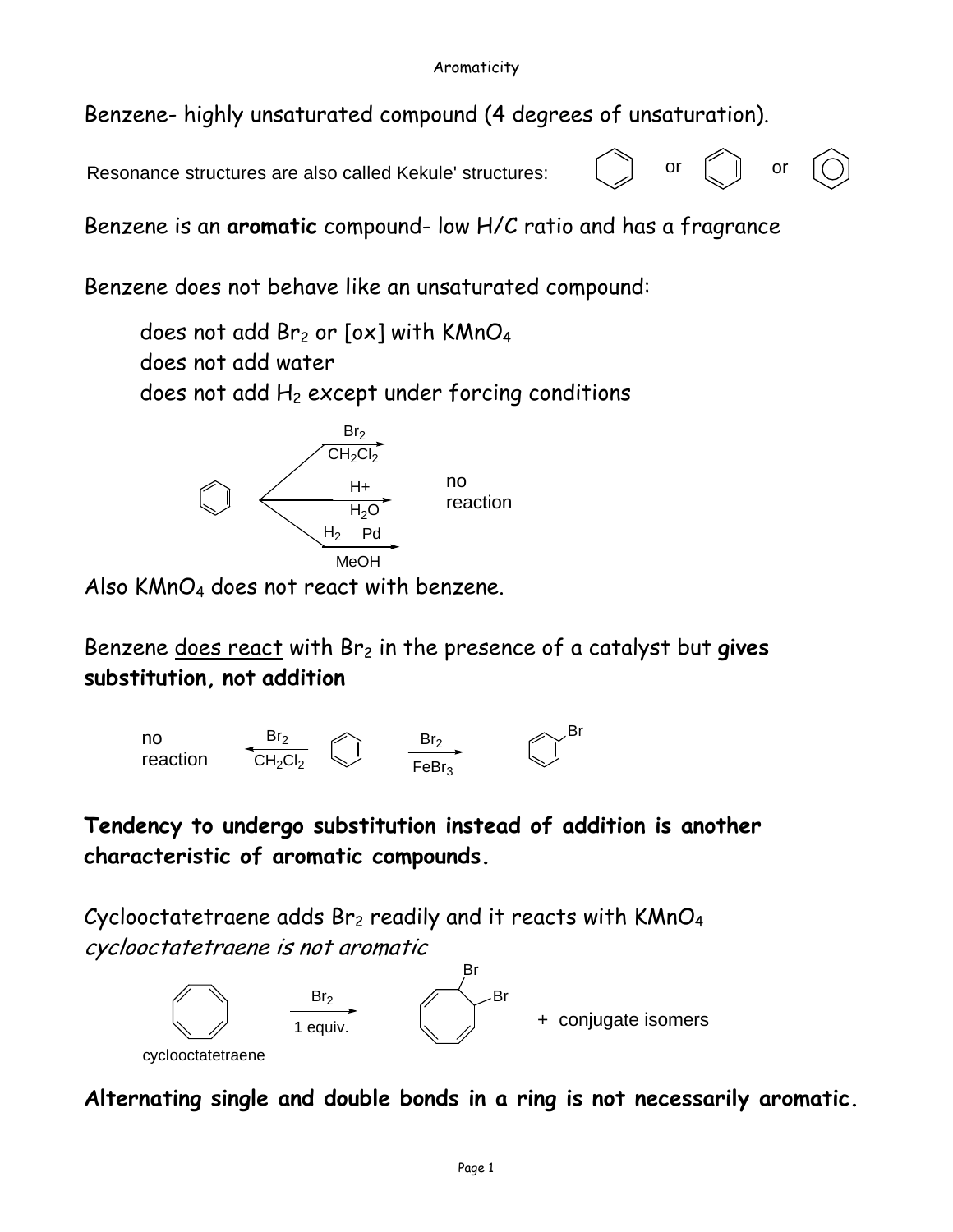# Aromaticity

Benzene- highly unsaturated compound (4 degrees of unsaturation).

Resonance structures are also called Kekule' structures: or or

Benzene is an **aromatic** compound- low H/C ratio and has a fragrance

Benzene does not behave like an unsaturated compound:

- does not add $Br_2$ or [ox] with $KMnO_4$
- does not add water
- does not add $H_2$ except under forcing conditions

$Br_2$ / $CH_2Cl_2$; H+ / $H_2O$; $H_2$ Pd / MeOH — no reaction

Also $KMnO_4$ does not react with benzene.

Benzene does react with $Br_2$ in the presence of a catalyst but **gives substitution, not addition**

no reaction ← $Br_2$ / $CH_2Cl_2$ — benzene — $Br_2$ / $FeBr_3$ → Br-benzene

**Tendency to undergo substitution instead of addition is another characteristic of aromatic compounds.**

Cyclooctatetraene adds $Br_2$ readily and it reacts with $KMnO_4$
*cyclooctatetraene is not aromatic*

cyclooctatetraene — $Br_2$ / 1 equiv. → (Br, Br) + conjugate isomers

**Alternating single and double bonds in a ring is not necessarily aromatic.**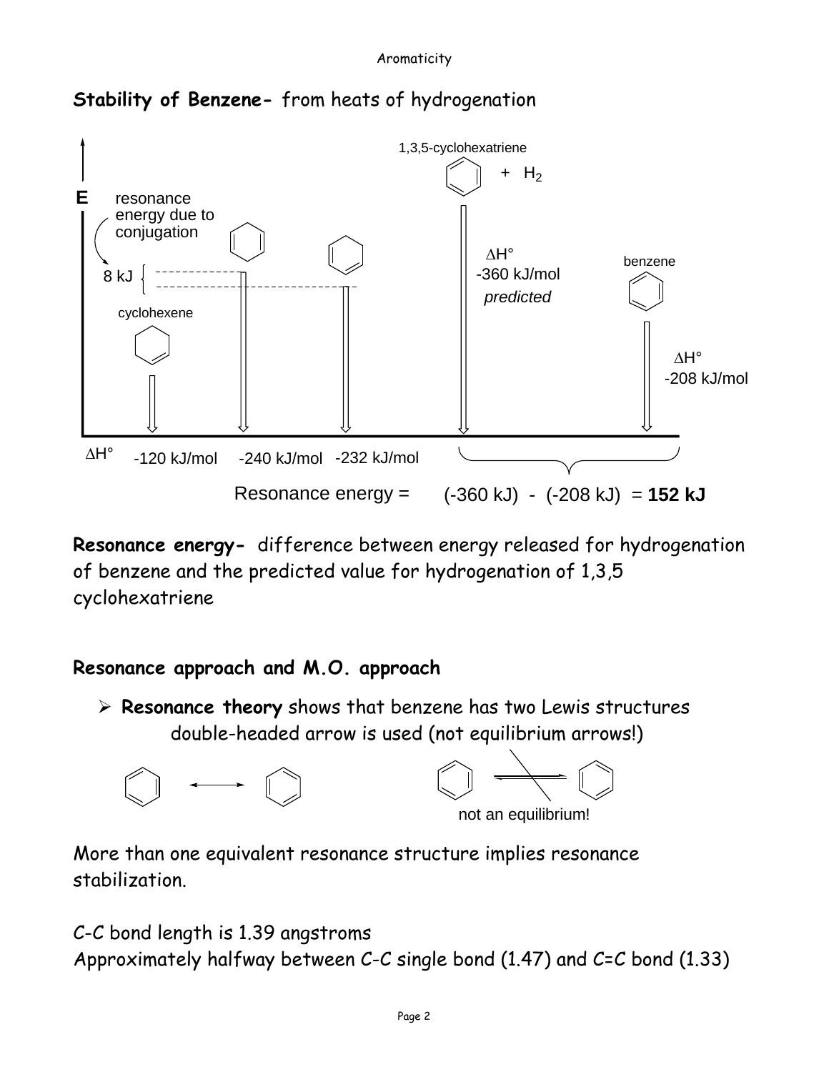**Stability of Benzene-** from heats of hydrogenation

1,3,5-cyclohexatriene + $H_2$

E

resonance energy due to conjugation

8 kJ

cyclohexene

$\Delta H°$ -360 kJ/mol *predicted*

benzene

$\Delta H°$ -208 kJ/mol

$\Delta H°$ -120 kJ/mol -240 kJ/mol -232 kJ/mol

Resonance energy = (-360 kJ) - (-208 kJ) = **152 kJ**

**Resonance energy-** difference between energy released for hydrogenation of benzene and the predicted value for hydrogenation of 1,3,5 cyclohexatriene

**Resonance approach and M.O. approach**

- **Resonance theory** shows that benzene has two Lewis structures
  double-headed arrow is used (not equilibrium arrows!)

not an equilibrium!

More than one equivalent resonance structure implies resonance stabilization.

C-C bond length is 1.39 angstroms
Approximately halfway between C-C single bond (1.47) and C=C bond (1.33)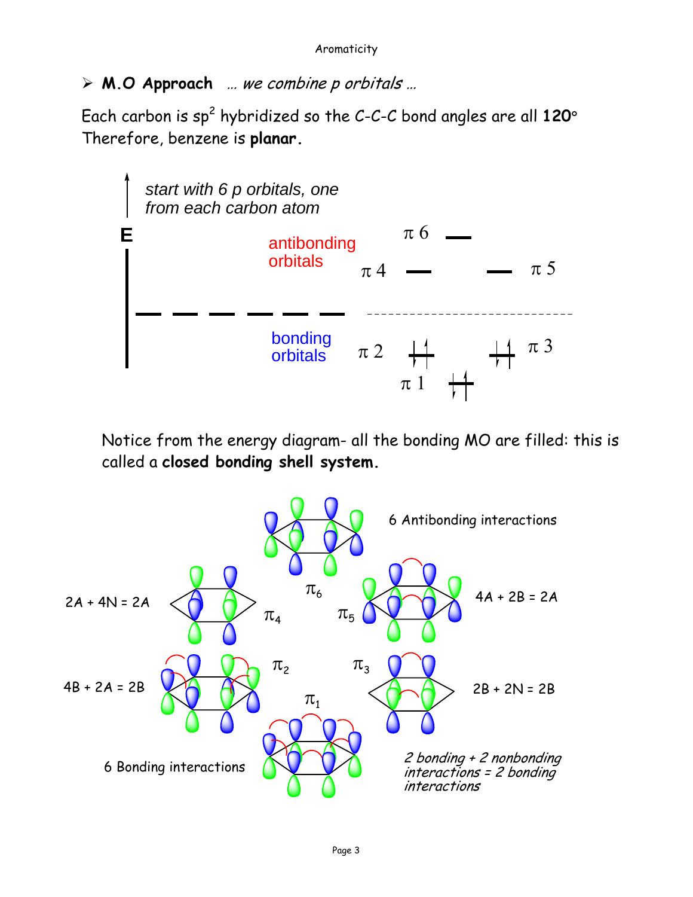➢ **M.O Approach** *… we combine p orbitals …*

Each carbon is $sp^2$ hybridized so the C-C-C bond angles are all **120°**
Therefore, benzene is **planar.**

*start with 6 p orbitals, one from each carbon atom*

E

antibonding orbitals

$\pi$ 6

$\pi$ 4 $\pi$ 5

bonding orbitals

$\pi$ 2 $\pi$ 3

$\pi$ 1

Notice from the energy diagram- all the bonding MO are filled: this is called a **closed bonding shell system.**

6 Antibonding interactions

$\pi_6$

2A + 4N = 2A $\pi_4$

$\pi_5$ 4A + 2B = 2A

4B + 2A = 2B $\pi_2$

$\pi_3$ 2B + 2N = 2B

$\pi_1$

6 Bonding interactions

*2 bonding + 2 nonbonding interactions = 2 bonding interactions*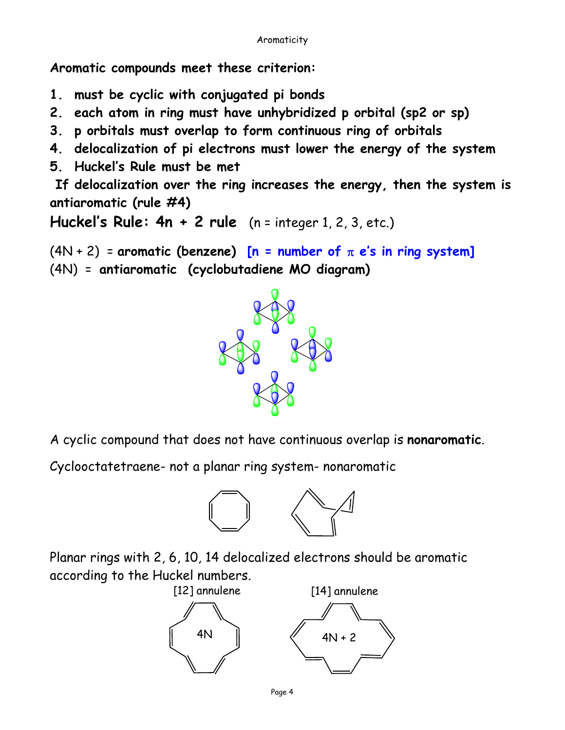**Aromatic compounds meet these criterion:**

1. **must be cyclic with conjugated pi bonds**
2. **each atom in ring must have unhybridized p orbital (sp2 or sp)**
3. **p orbitals must overlap to form continuous ring of orbitals**
4. **delocalization of pi electrons must lower the energy of the system**
5. **Huckel's Rule must be met**

**If delocalization over the ring increases the energy, then the system is antiaromatic (rule #4)**

**Huckel's Rule: 4n + 2 rule** (n = integer 1, 2, 3, etc.)

(4N + 2) = **aromatic (benzene)** **[n = number of π e's in ring system]**

(4N) = **antiaromatic (cyclobutadiene MO diagram)**

A cyclic compound that does not have continuous overlap is **nonaromatic**.

Cyclooctatetraene- not a planar ring system- nonaromatic

Planar rings with 2, 6, 10, 14 delocalized electrons should be aromatic according to the Huckel numbers.

[12] annulene — 4N

[14] annulene — 4N + 2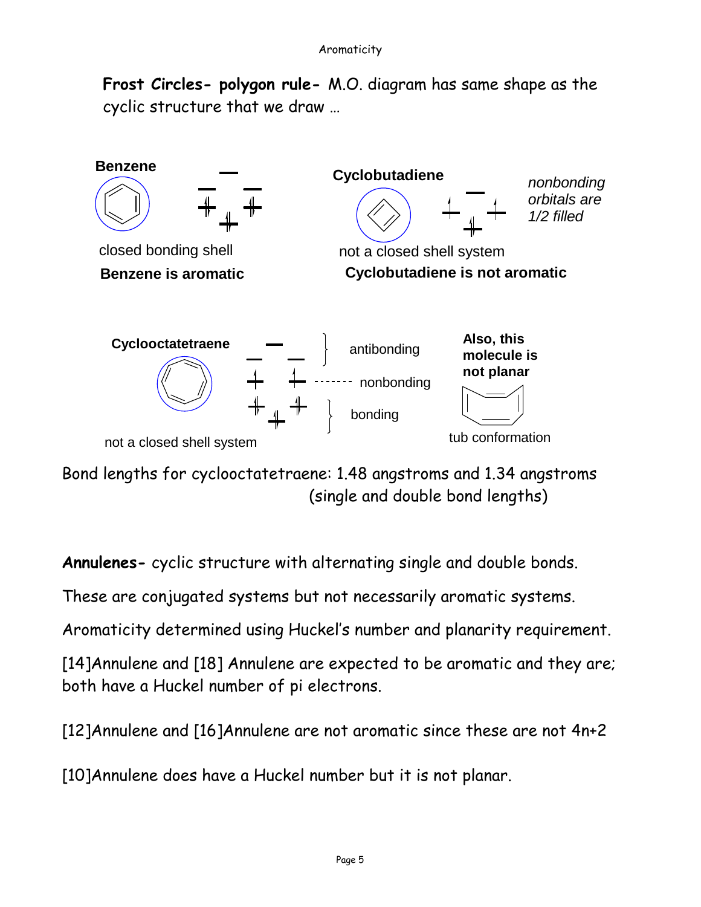**Frost Circles- polygon rule-** M.O. diagram has same shape as the cyclic structure that we draw …

**Benzene**

closed bonding shell

**Benzene is aromatic**

**Cyclobutadiene**

*nonbonding orbitals are 1/2 filled*

not a closed shell system

**Cyclobutadiene is not aromatic**

**Cyclooctatetraene**

antibonding

nonbonding

bonding

not a closed shell system

**Also, this molecule is not planar**

tub conformation

Bond lengths for cyclooctatetraene: 1.48 angstroms and 1.34 angstroms (single and double bond lengths)

**Annulenes-** cyclic structure with alternating single and double bonds.

These are conjugated systems but not necessarily aromatic systems.

Aromaticity determined using Huckel's number and planarity requirement.

[14]Annulene and [18] Annulene are expected to be aromatic and they are; both have a Huckel number of pi electrons.

[12]Annulene and [16]Annulene are not aromatic since these are not $4n+2$

[10]Annulene does have a Huckel number but it is not planar.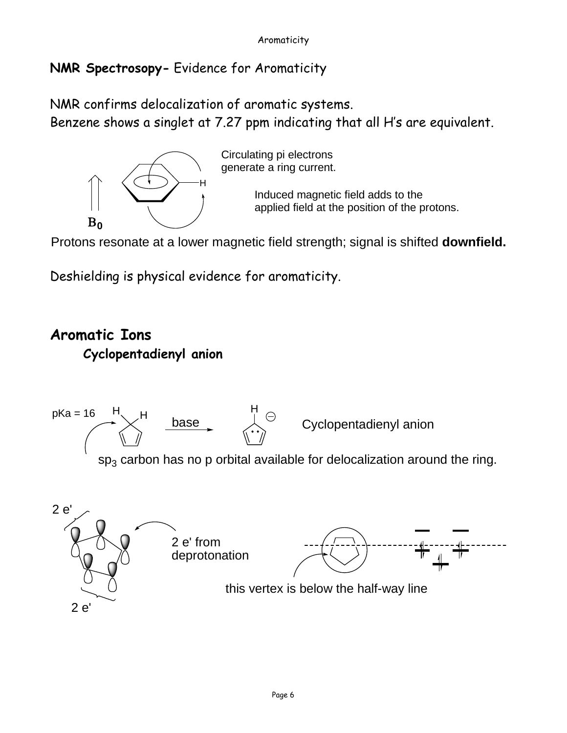## NMR Spectrosopy- Evidence for Aromaticity

NMR confirms delocalization of aromatic systems.
Benzene shows a singlet at 7.27 ppm indicating that all H's are equivalent.

$B_0$

Circulating pi electrons generate a ring current.

Induced magnetic field adds to the applied field at the position of the protons.

Protons resonate at a lower magnetic field strength; signal is shifted **downfield.**

Deshielding is physical evidence for aromaticity.

## Aromatic Ions

### Cyclopentadienyl anion

pKa = 16

base

Cyclopentadienyl anion

$sp_3$ carbon has no p orbital available for delocalization around the ring.

2 e'

2 e' from deprotonation

2 e'

this vertex is below the half-way line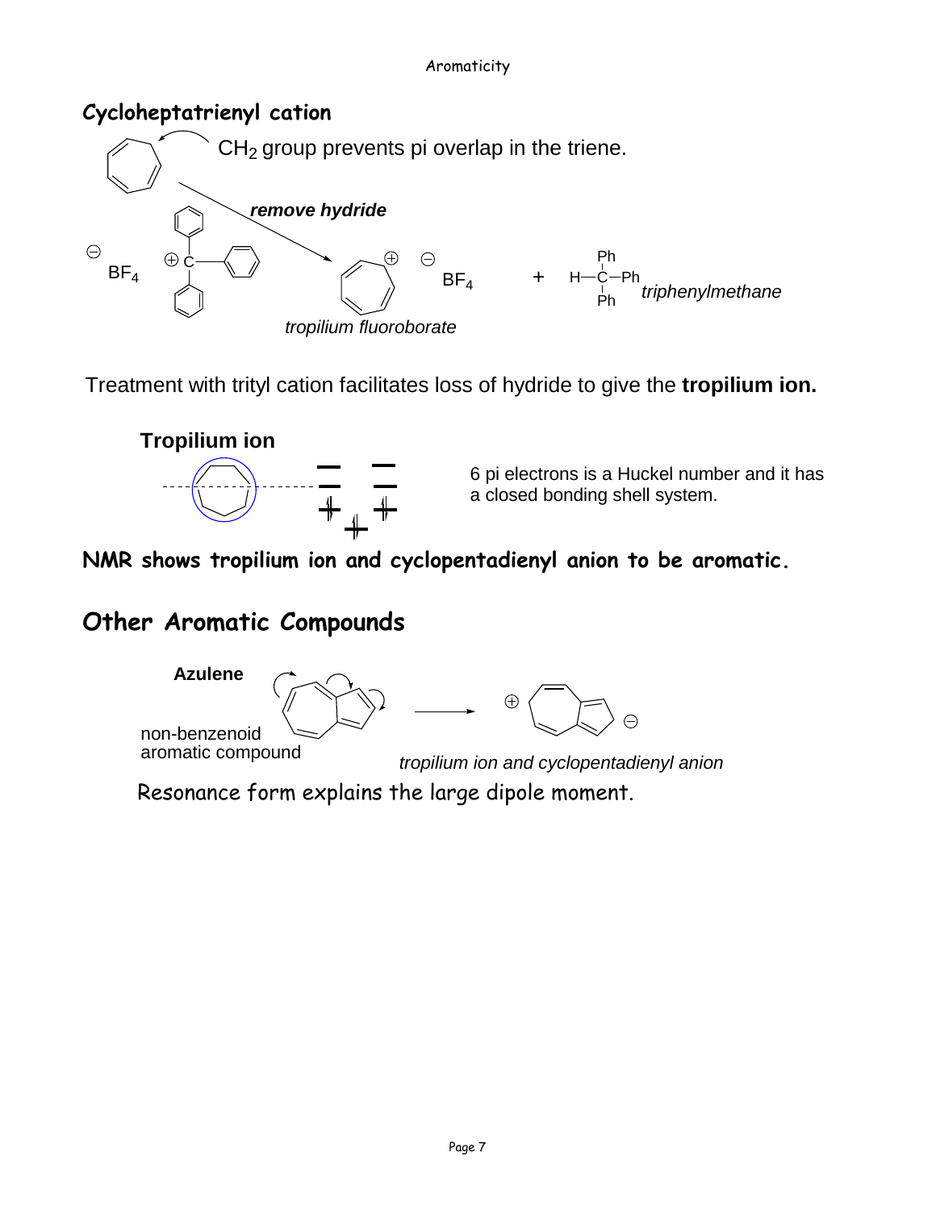## Cycloheptatrienyl cation

$CH_2$ group prevents pi overlap in the triene.

*remove hydride*

$BF_4^{\ominus}$ $^{\oplus}C(Ph)_3$ → *tropilium fluoroborate* $BF_4^{\ominus}$ + H–C(Ph)(Ph)–Ph *triphenylmethane*

Treatment with trityl cation facilitates loss of hydride to give the **tropilium ion.**

**Tropilium ion**

6 pi electrons is a Huckel number and it has a closed bonding shell system.

**NMR shows tropilium ion and cyclopentadienyl anion to be aromatic.**

## Other Aromatic Compounds

**Azulene**

non-benzenoid aromatic compound

*tropilium ion and cyclopentadienyl anion*

Resonance form explains the large dipole moment.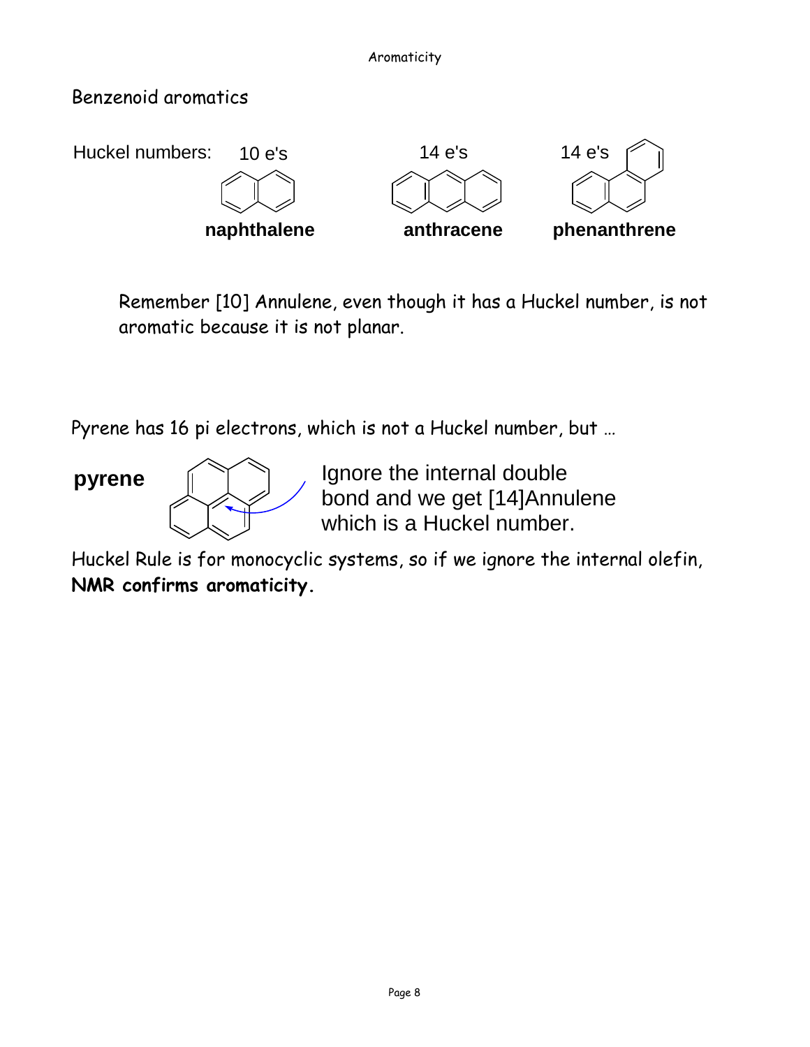Benzenoid aromatics

Huckel numbers: 10 e's 14 e's 14 e's

**naphthalene** **anthracene** **phenanthrene**

Remember [10] Annulene, even though it has a Huckel number, is not aromatic because it is not planar.

Pyrene has 16 pi electrons, which is not a Huckel number, but …

**pyrene**

Ignore the internal double bond and we get [14]Annulene which is a Huckel number.

Huckel Rule is for monocyclic systems, so if we ignore the internal olefin, **NMR confirms aromaticity.**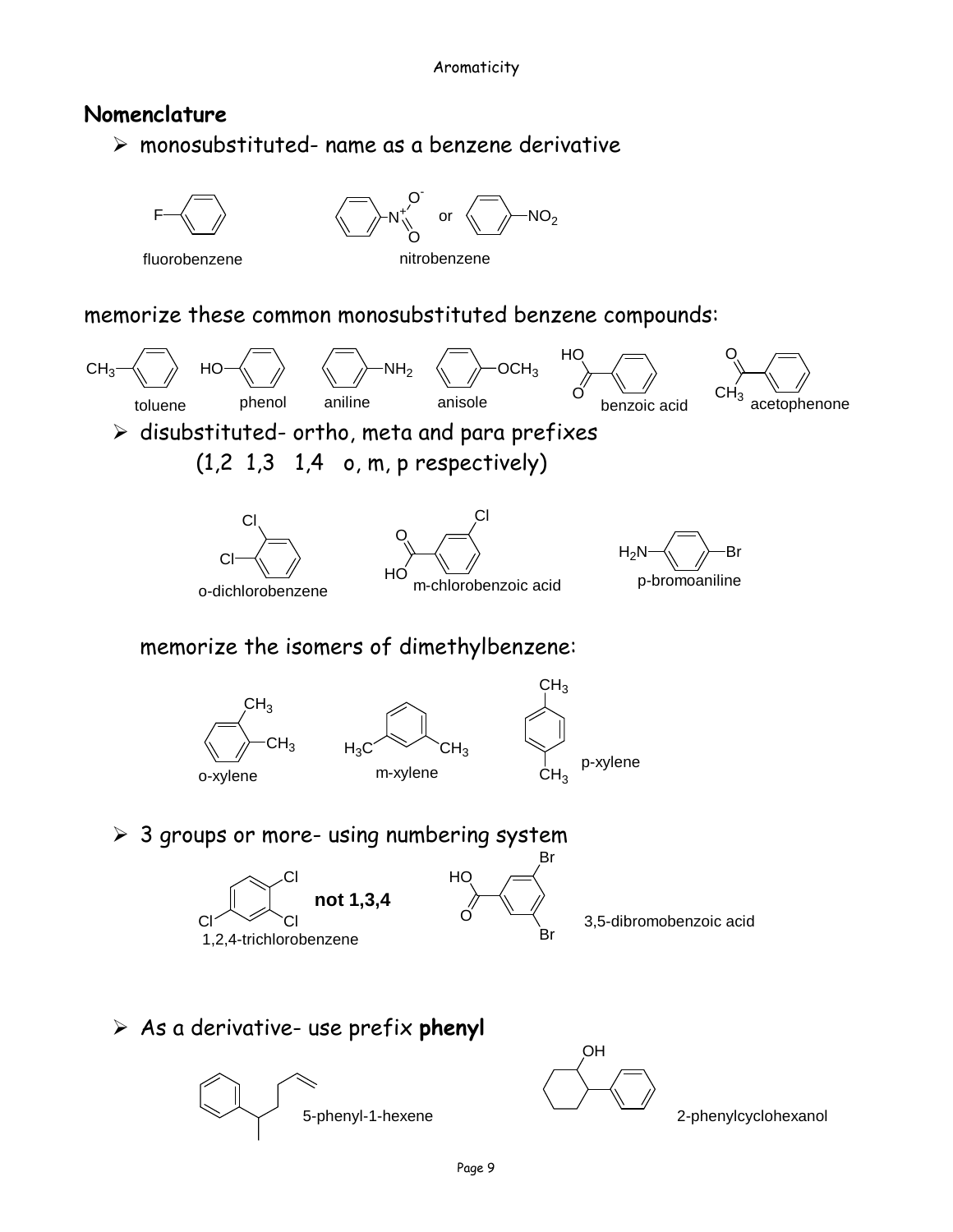## Nomenclature

- monosubstituted- name as a benzene derivative

fluorobenzene

nitrobenzene

memorize these common monosubstituted benzene compounds:

toluene phenol aniline anisole benzoic acid acetophenone

- disubstituted- ortho, meta and para prefixes
  (1,2 1,3 1,4 o, m, p respectively)

o-dichlorobenzene m-chlorobenzoic acid p-bromoaniline

memorize the isomers of dimethylbenzene:

o-xylene m-xylene p-xylene

- 3 groups or more- using numbering system

1,2,4-trichlorobenzene **not 1,3,4**

3,5-dibromobenzoic acid

- As a derivative- use prefix **phenyl**

5-phenyl-1-hexene

2-phenylcyclohexanol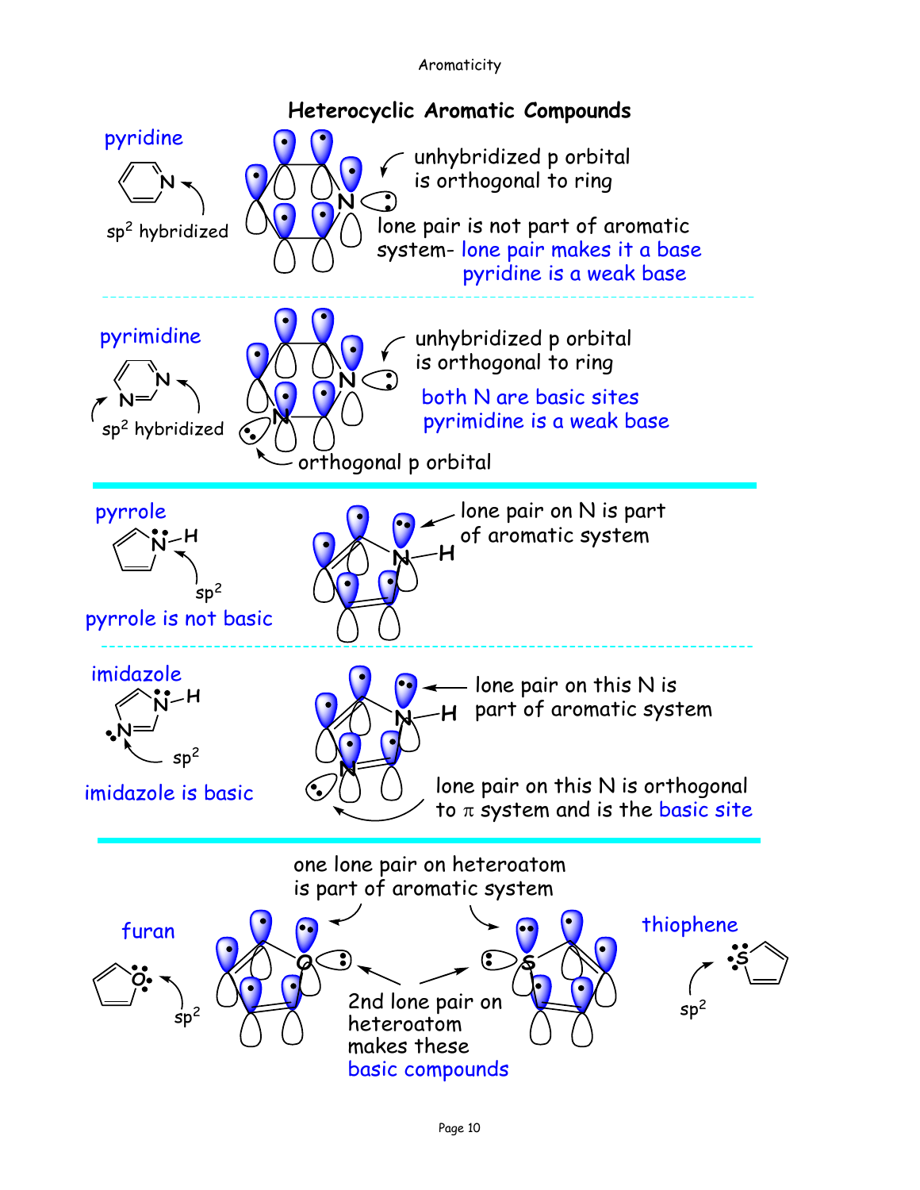# Heterocyclic Aromatic Compounds

**pyridine**

N

$sp^2$ hybridized

unhybridized p orbital is orthogonal to ring

lone pair is not part of aromatic system- lone pair makes it a base

pyridine is a weak base

---

**pyrimidine**

N

N

$sp^2$ hybridized

unhybridized p orbital is orthogonal to ring

both N are basic sites

pyrimidine is a weak base

orthogonal p orbital

---

**pyrrole**

N–H

$sp^2$

pyrrole is not basic

lone pair on N is part of aromatic system

---

**imidazole**

N–H

N

$sp^2$

imidazole is basic

lone pair on this N is part of aromatic system

lone pair on this N is orthogonal to $\pi$ system and is the basic site

---

one lone pair on heteroatom is part of aromatic system

**furan**

O

$sp^2$

**thiophene**

S

$sp^2$

2nd lone pair on heteroatom makes these basic compounds